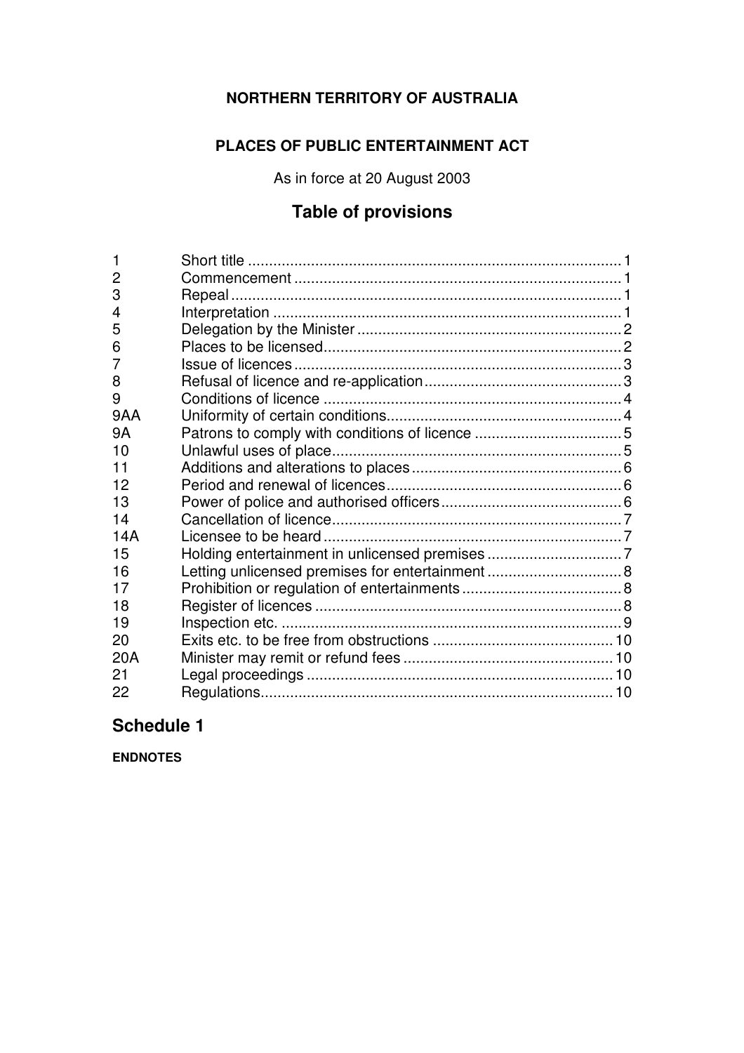**NORTHERN TERRITORY OF AUSTRALIA**

**PLACES OF PUBLIC ENTERTAINMENT ACT**

As in force at 20 August 2003

## Table of provisions

| | | |
|---|---|---|
| 1 | Short title | 1 |
| 2 | Commencement | 1 |
| 3 | Repeal | 1 |
| 4 | Interpretation | 1 |
| 5 | Delegation by the Minister | 2 |
| 6 | Places to be licensed | 2 |
| 7 | Issue of licences | 3 |
| 8 | Refusal of licence and re-application | 3 |
| 9 | Conditions of licence | 4 |
| 9AA | Uniformity of certain conditions | 4 |
| 9A | Patrons to comply with conditions of licence | 5 |
| 10 | Unlawful uses of place | 5 |
| 11 | Additions and alterations to places | 6 |
| 12 | Period and renewal of licences | 6 |
| 13 | Power of police and authorised officers | 6 |
| 14 | Cancellation of licence | 7 |
| 14A | Licensee to be heard | 7 |
| 15 | Holding entertainment in unlicensed premises | 7 |
| 16 | Letting unlicensed premises for entertainment | 8 |
| 17 | Prohibition or regulation of entertainments | 8 |
| 18 | Register of licences | 8 |
| 19 | Inspection etc. | 9 |
| 20 | Exits etc. to be free from obstructions | 10 |
| 20A | Minister may remit or refund fees | 10 |
| 21 | Legal proceedings | 10 |
| 22 | Regulations | 10 |

## Schedule 1

**ENDNOTES**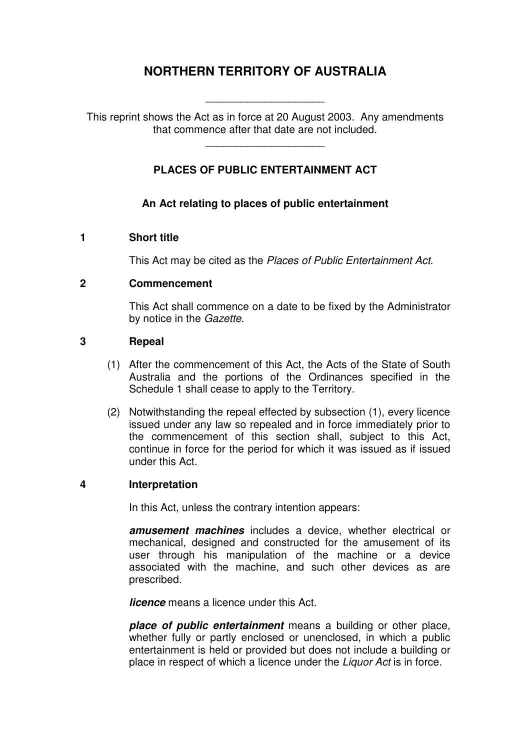# NORTHERN TERRITORY OF AUSTRALIA

---

This reprint shows the Act as in force at 20 August 2003. Any amendments that commence after that date are not included.

---

## PLACES OF PUBLIC ENTERTAINMENT ACT

### An Act relating to places of public entertainment

### 1 Short title

This Act may be cited as the *Places of Public Entertainment Act*.

### 2 Commencement

This Act shall commence on a date to be fixed by the Administrator by notice in the *Gazette*.

### 3 Repeal

(1) After the commencement of this Act, the Acts of the State of South Australia and the portions of the Ordinances specified in the Schedule 1 shall cease to apply to the Territory.

(2) Notwithstanding the repeal effected by subsection (1), every licence issued under any law so repealed and in force immediately prior to the commencement of this section shall, subject to this Act, continue in force for the period for which it was issued as if issued under this Act.

### 4 Interpretation

In this Act, unless the contrary intention appears:

***amusement machines*** includes a device, whether electrical or mechanical, designed and constructed for the amusement of its user through his manipulation of the machine or a device associated with the machine, and such other devices as are prescribed.

***licence*** means a licence under this Act.

***place of public entertainment*** means a building or other place, whether fully or partly enclosed or unenclosed, in which a public entertainment is held or provided but does not include a building or place in respect of which a licence under the *Liquor Act* is in force.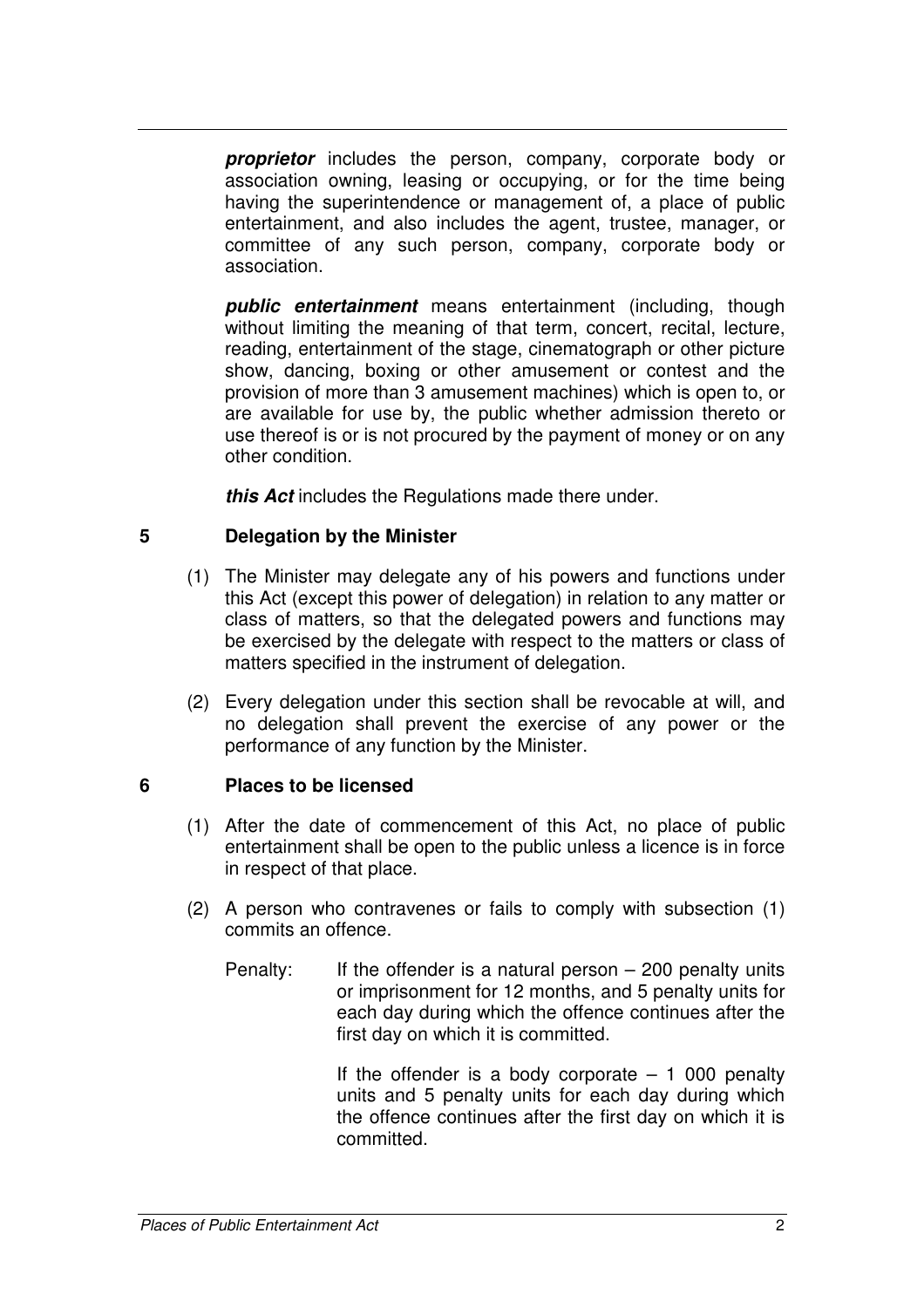***proprietor*** includes the person, company, corporate body or association owning, leasing or occupying, or for the time being having the superintendence or management of, a place of public entertainment, and also includes the agent, trustee, manager, or committee of any such person, company, corporate body or association.

***public entertainment*** means entertainment (including, though without limiting the meaning of that term, concert, recital, lecture, reading, entertainment of the stage, cinematograph or other picture show, dancing, boxing or other amusement or contest and the provision of more than 3 amusement machines) which is open to, or are available for use by, the public whether admission thereto or use thereof is or is not procured by the payment of money or on any other condition.

***this Act*** includes the Regulations made there under.

## 5 Delegation by the Minister

(1) The Minister may delegate any of his powers and functions under this Act (except this power of delegation) in relation to any matter or class of matters, so that the delegated powers and functions may be exercised by the delegate with respect to the matters or class of matters specified in the instrument of delegation.

(2) Every delegation under this section shall be revocable at will, and no delegation shall prevent the exercise of any power or the performance of any function by the Minister.

## 6 Places to be licensed

(1) After the date of commencement of this Act, no place of public entertainment shall be open to the public unless a licence is in force in respect of that place.

(2) A person who contravenes or fails to comply with subsection (1) commits an offence.

Penalty: If the offender is a natural person – 200 penalty units or imprisonment for 12 months, and 5 penalty units for each day during which the offence continues after the first day on which it is committed.

If the offender is a body corporate – 1 000 penalty units and 5 penalty units for each day during which the offence continues after the first day on which it is committed.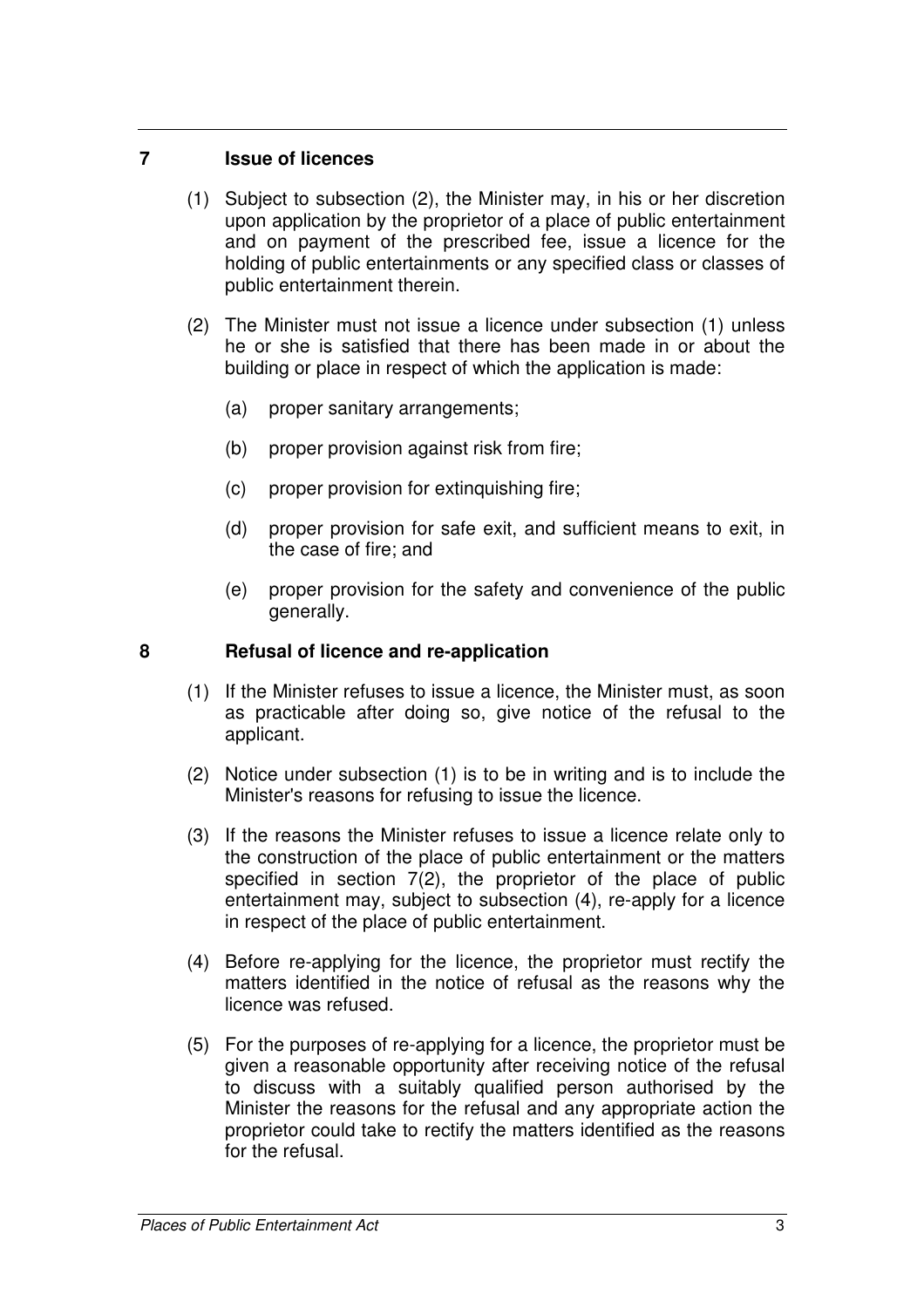## 7 Issue of licences

(1) Subject to subsection (2), the Minister may, in his or her discretion upon application by the proprietor of a place of public entertainment and on payment of the prescribed fee, issue a licence for the holding of public entertainments or any specified class or classes of public entertainment therein.

(2) The Minister must not issue a licence under subsection (1) unless he or she is satisfied that there has been made in or about the building or place in respect of which the application is made:

(a) proper sanitary arrangements;

(b) proper provision against risk from fire;

(c) proper provision for extinquishing fire;

(d) proper provision for safe exit, and sufficient means to exit, in the case of fire; and

(e) proper provision for the safety and convenience of the public generally.

## 8 Refusal of licence and re-application

(1) If the Minister refuses to issue a licence, the Minister must, as soon as practicable after doing so, give notice of the refusal to the applicant.

(2) Notice under subsection (1) is to be in writing and is to include the Minister's reasons for refusing to issue the licence.

(3) If the reasons the Minister refuses to issue a licence relate only to the construction of the place of public entertainment or the matters specified in section 7(2), the proprietor of the place of public entertainment may, subject to subsection (4), re-apply for a licence in respect of the place of public entertainment.

(4) Before re-applying for the licence, the proprietor must rectify the matters identified in the notice of refusal as the reasons why the licence was refused.

(5) For the purposes of re-applying for a licence, the proprietor must be given a reasonable opportunity after receiving notice of the refusal to discuss with a suitably qualified person authorised by the Minister the reasons for the refusal and any appropriate action the proprietor could take to rectify the matters identified as the reasons for the refusal.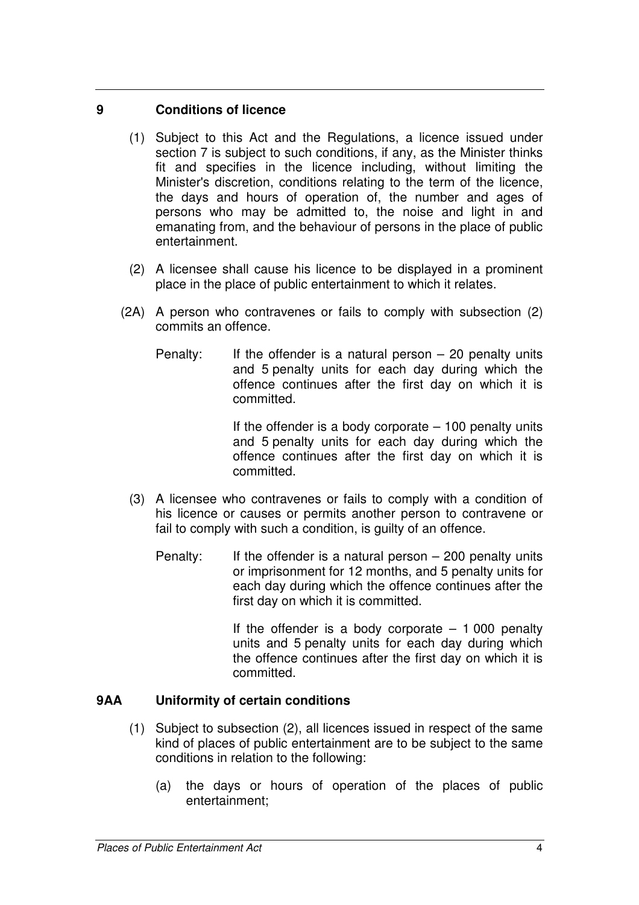## 9 Conditions of licence

(1) Subject to this Act and the Regulations, a licence issued under section 7 is subject to such conditions, if any, as the Minister thinks fit and specifies in the licence including, without limiting the Minister's discretion, conditions relating to the term of the licence, the days and hours of operation of, the number and ages of persons who may be admitted to, the noise and light in and emanating from, and the behaviour of persons in the place of public entertainment.

(2) A licensee shall cause his licence to be displayed in a prominent place in the place of public entertainment to which it relates.

(2A) A person who contravenes or fails to comply with subsection (2) commits an offence.

Penalty: If the offender is a natural person – 20 penalty units and 5 penalty units for each day during which the offence continues after the first day on which it is committed.

If the offender is a body corporate – 100 penalty units and 5 penalty units for each day during which the offence continues after the first day on which it is committed.

(3) A licensee who contravenes or fails to comply with a condition of his licence or causes or permits another person to contravene or fail to comply with such a condition, is guilty of an offence.

Penalty: If the offender is a natural person – 200 penalty units or imprisonment for 12 months, and 5 penalty units for each day during which the offence continues after the first day on which it is committed.

If the offender is a body corporate – 1 000 penalty units and 5 penalty units for each day during which the offence continues after the first day on which it is committed.

## 9AA Uniformity of certain conditions

(1) Subject to subsection (2), all licences issued in respect of the same kind of places of public entertainment are to be subject to the same conditions in relation to the following:

(a) the days or hours of operation of the places of public entertainment;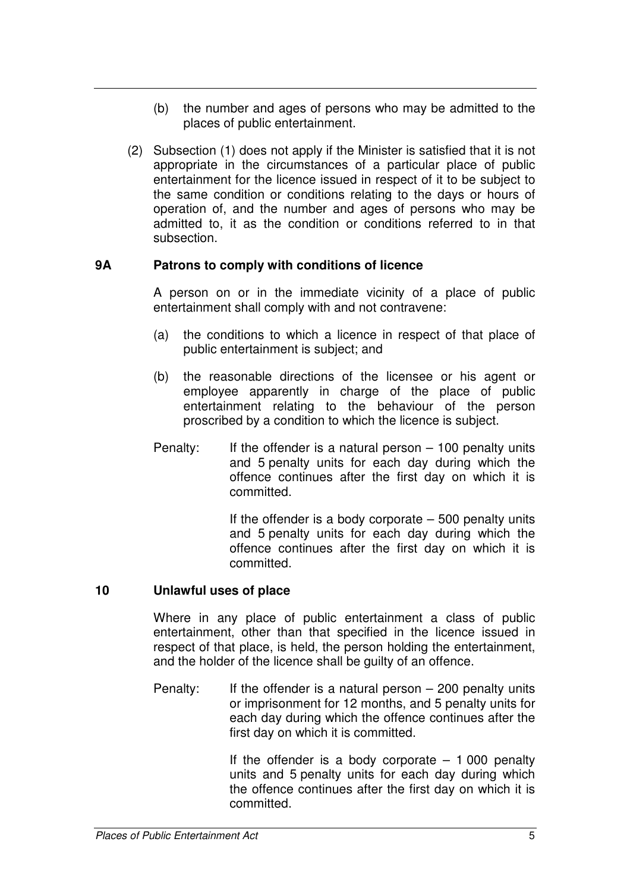(b) the number and ages of persons who may be admitted to the places of public entertainment.

(2) Subsection (1) does not apply if the Minister is satisfied that it is not appropriate in the circumstances of a particular place of public entertainment for the licence issued in respect of it to be subject to the same condition or conditions relating to the days or hours of operation of, and the number and ages of persons who may be admitted to, it as the condition or conditions referred to in that subsection.

**9A Patrons to comply with conditions of licence**

A person on or in the immediate vicinity of a place of public entertainment shall comply with and not contravene:

(a) the conditions to which a licence in respect of that place of public entertainment is subject; and

(b) the reasonable directions of the licensee or his agent or employee apparently in charge of the place of public entertainment relating to the behaviour of the person proscribed by a condition to which the licence is subject.

Penalty: If the offender is a natural person – 100 penalty units and 5 penalty units for each day during which the offence continues after the first day on which it is committed.

If the offender is a body corporate – 500 penalty units and 5 penalty units for each day during which the offence continues after the first day on which it is committed.

**10 Unlawful uses of place**

Where in any place of public entertainment a class of public entertainment, other than that specified in the licence issued in respect of that place, is held, the person holding the entertainment, and the holder of the licence shall be guilty of an offence.

Penalty: If the offender is a natural person – 200 penalty units or imprisonment for 12 months, and 5 penalty units for each day during which the offence continues after the first day on which it is committed.

If the offender is a body corporate – 1 000 penalty units and 5 penalty units for each day during which the offence continues after the first day on which it is committed.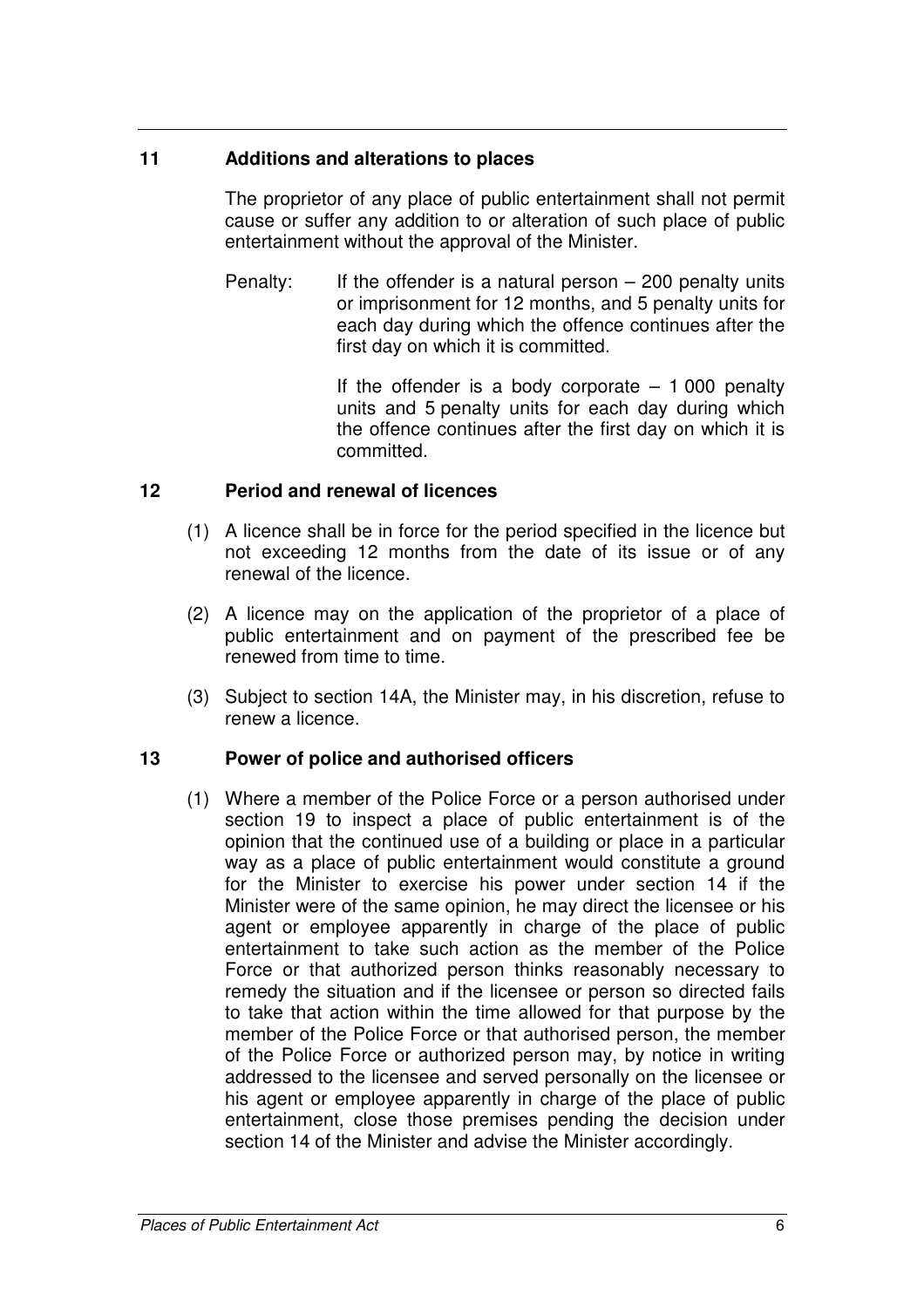## 11 Additions and alterations to places

The proprietor of any place of public entertainment shall not permit cause or suffer any addition to or alteration of such place of public entertainment without the approval of the Minister.

Penalty: If the offender is a natural person – 200 penalty units or imprisonment for 12 months, and 5 penalty units for each day during which the offence continues after the first day on which it is committed.

If the offender is a body corporate – 1 000 penalty units and 5 penalty units for each day during which the offence continues after the first day on which it is committed.

## 12 Period and renewal of licences

(1) A licence shall be in force for the period specified in the licence but not exceeding 12 months from the date of its issue or of any renewal of the licence.

(2) A licence may on the application of the proprietor of a place of public entertainment and on payment of the prescribed fee be renewed from time to time.

(3) Subject to section 14A, the Minister may, in his discretion, refuse to renew a licence.

## 13 Power of police and authorised officers

(1) Where a member of the Police Force or a person authorised under section 19 to inspect a place of public entertainment is of the opinion that the continued use of a building or place in a particular way as a place of public entertainment would constitute a ground for the Minister to exercise his power under section 14 if the Minister were of the same opinion, he may direct the licensee or his agent or employee apparently in charge of the place of public entertainment to take such action as the member of the Police Force or that authorized person thinks reasonably necessary to remedy the situation and if the licensee or person so directed fails to take that action within the time allowed for that purpose by the member of the Police Force or that authorised person, the member of the Police Force or authorized person may, by notice in writing addressed to the licensee and served personally on the licensee or his agent or employee apparently in charge of the place of public entertainment, close those premises pending the decision under section 14 of the Minister and advise the Minister accordingly.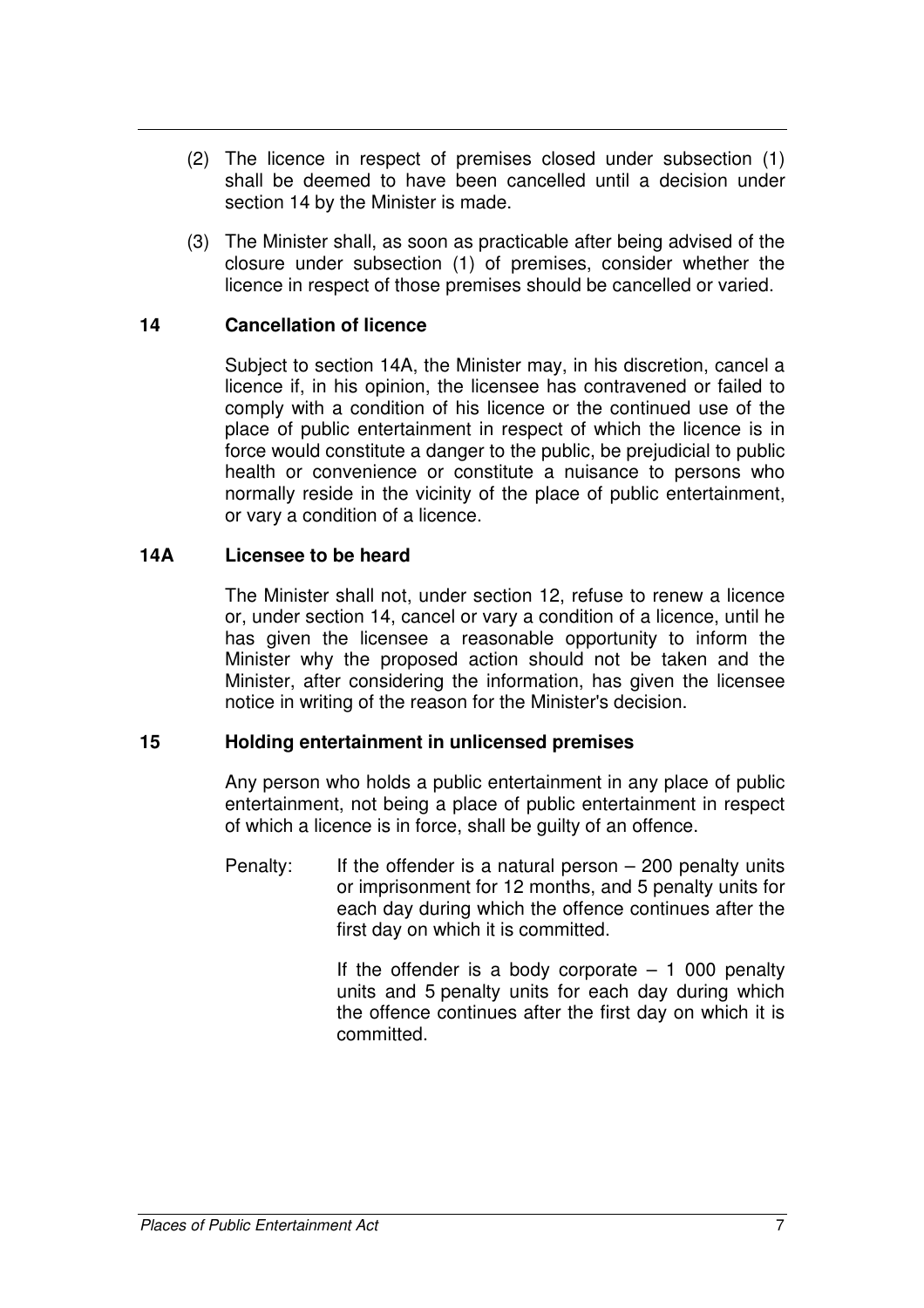(2) The licence in respect of premises closed under subsection (1) shall be deemed to have been cancelled until a decision under section 14 by the Minister is made.

(3) The Minister shall, as soon as practicable after being advised of the closure under subsection (1) of premises, consider whether the licence in respect of those premises should be cancelled or varied.

### 14 Cancellation of licence

Subject to section 14A, the Minister may, in his discretion, cancel a licence if, in his opinion, the licensee has contravened or failed to comply with a condition of his licence or the continued use of the place of public entertainment in respect of which the licence is in force would constitute a danger to the public, be prejudicial to public health or convenience or constitute a nuisance to persons who normally reside in the vicinity of the place of public entertainment, or vary a condition of a licence.

### 14A Licensee to be heard

The Minister shall not, under section 12, refuse to renew a licence or, under section 14, cancel or vary a condition of a licence, until he has given the licensee a reasonable opportunity to inform the Minister why the proposed action should not be taken and the Minister, after considering the information, has given the licensee notice in writing of the reason for the Minister's decision.

### 15 Holding entertainment in unlicensed premises

Any person who holds a public entertainment in any place of public entertainment, not being a place of public entertainment in respect of which a licence is in force, shall be guilty of an offence.

Penalty: If the offender is a natural person – 200 penalty units or imprisonment for 12 months, and 5 penalty units for each day during which the offence continues after the first day on which it is committed.

If the offender is a body corporate – 1 000 penalty units and 5 penalty units for each day during which the offence continues after the first day on which it is committed.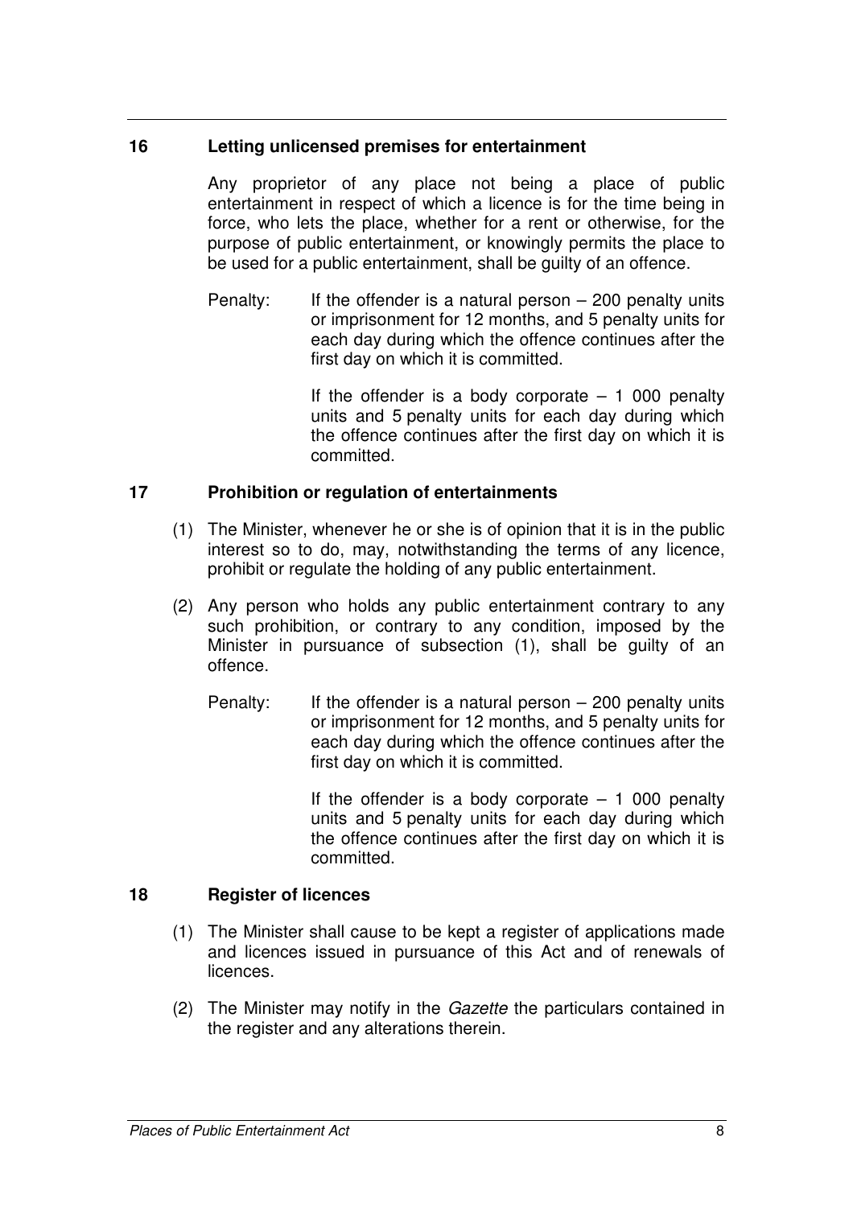## 16 Letting unlicensed premises for entertainment

Any proprietor of any place not being a place of public entertainment in respect of which a licence is for the time being in force, who lets the place, whether for a rent or otherwise, for the purpose of public entertainment, or knowingly permits the place to be used for a public entertainment, shall be guilty of an offence.

Penalty: If the offender is a natural person – 200 penalty units or imprisonment for 12 months, and 5 penalty units for each day during which the offence continues after the first day on which it is committed.

If the offender is a body corporate – 1 000 penalty units and 5 penalty units for each day during which the offence continues after the first day on which it is committed.

## 17 Prohibition or regulation of entertainments

(1) The Minister, whenever he or she is of opinion that it is in the public interest so to do, may, notwithstanding the terms of any licence, prohibit or regulate the holding of any public entertainment.

(2) Any person who holds any public entertainment contrary to any such prohibition, or contrary to any condition, imposed by the Minister in pursuance of subsection (1), shall be guilty of an offence.

Penalty: If the offender is a natural person – 200 penalty units or imprisonment for 12 months, and 5 penalty units for each day during which the offence continues after the first day on which it is committed.

If the offender is a body corporate – 1 000 penalty units and 5 penalty units for each day during which the offence continues after the first day on which it is committed.

## 18 Register of licences

(1) The Minister shall cause to be kept a register of applications made and licences issued in pursuance of this Act and of renewals of licences.

(2) The Minister may notify in the *Gazette* the particulars contained in the register and any alterations therein.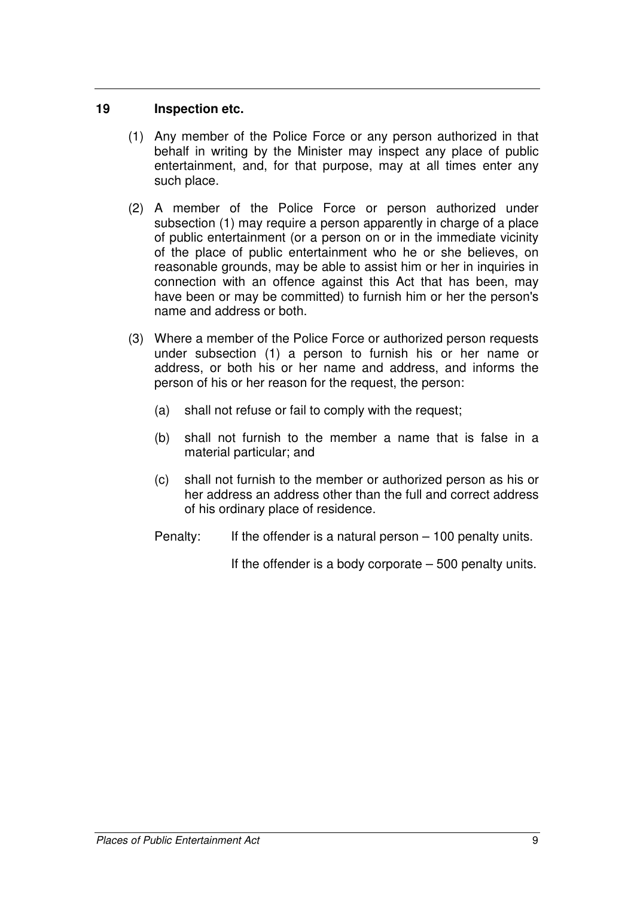## 19 Inspection etc.

(1) Any member of the Police Force or any person authorized in that behalf in writing by the Minister may inspect any place of public entertainment, and, for that purpose, may at all times enter any such place.

(2) A member of the Police Force or person authorized under subsection (1) may require a person apparently in charge of a place of public entertainment (or a person on or in the immediate vicinity of the place of public entertainment who he or she believes, on reasonable grounds, may be able to assist him or her in inquiries in connection with an offence against this Act that has been, may have been or may be committed) to furnish him or her the person's name and address or both.

(3) Where a member of the Police Force or authorized person requests under subsection (1) a person to furnish his or her name or address, or both his or her name and address, and informs the person of his or her reason for the request, the person:

(a) shall not refuse or fail to comply with the request;

(b) shall not furnish to the member a name that is false in a material particular; and

(c) shall not furnish to the member or authorized person as his or her address an address other than the full and correct address of his ordinary place of residence.

Penalty: If the offender is a natural person – 100 penalty units.

If the offender is a body corporate – 500 penalty units.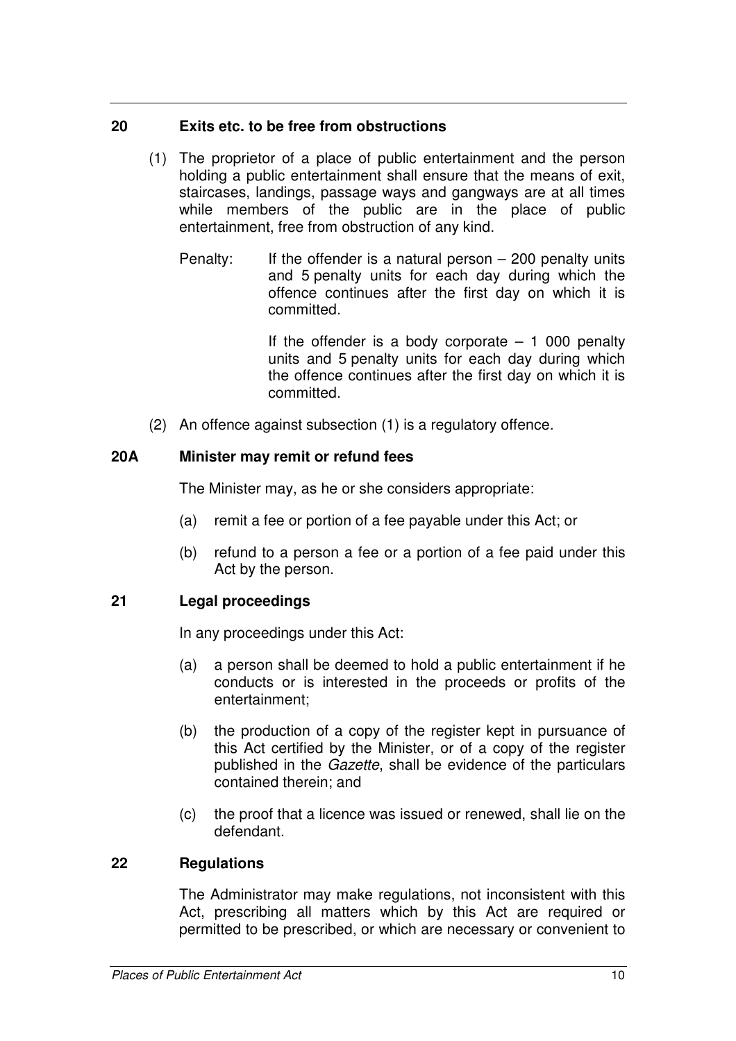### 20 Exits etc. to be free from obstructions

(1) The proprietor of a place of public entertainment and the person holding a public entertainment shall ensure that the means of exit, staircases, landings, passage ways and gangways are at all times while members of the public are in the place of public entertainment, free from obstruction of any kind.

Penalty: If the offender is a natural person – 200 penalty units and 5 penalty units for each day during which the offence continues after the first day on which it is committed.

If the offender is a body corporate – 1 000 penalty units and 5 penalty units for each day during which the offence continues after the first day on which it is committed.

(2) An offence against subsection (1) is a regulatory offence.

### 20A Minister may remit or refund fees

The Minister may, as he or she considers appropriate:

(a) remit a fee or portion of a fee payable under this Act; or

(b) refund to a person a fee or a portion of a fee paid under this Act by the person.

### 21 Legal proceedings

In any proceedings under this Act:

(a) a person shall be deemed to hold a public entertainment if he conducts or is interested in the proceeds or profits of the entertainment;

(b) the production of a copy of the register kept in pursuance of this Act certified by the Minister, or of a copy of the register published in the *Gazette*, shall be evidence of the particulars contained therein; and

(c) the proof that a licence was issued or renewed, shall lie on the defendant.

### 22 Regulations

The Administrator may make regulations, not inconsistent with this Act, prescribing all matters which by this Act are required or permitted to be prescribed, or which are necessary or convenient to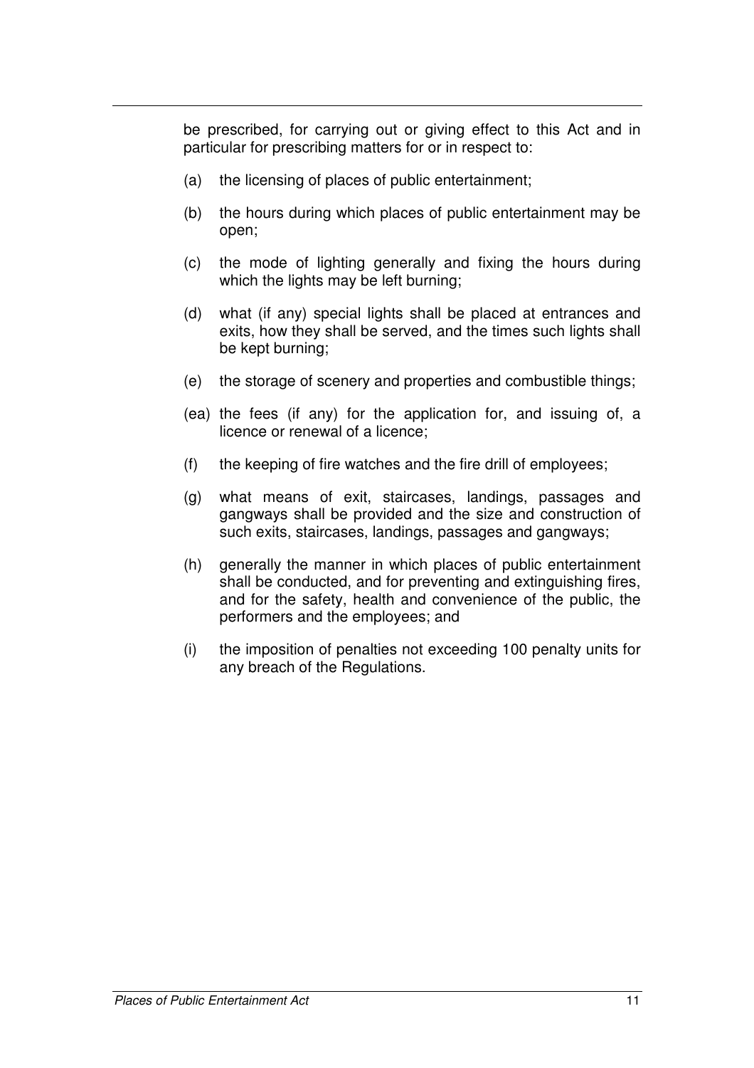be prescribed, for carrying out or giving effect to this Act and in particular for prescribing matters for or in respect to:

(a) the licensing of places of public entertainment;

(b) the hours during which places of public entertainment may be open;

(c) the mode of lighting generally and fixing the hours during which the lights may be left burning;

(d) what (if any) special lights shall be placed at entrances and exits, how they shall be served, and the times such lights shall be kept burning;

(e) the storage of scenery and properties and combustible things;

(ea) the fees (if any) for the application for, and issuing of, a licence or renewal of a licence;

(f) the keeping of fire watches and the fire drill of employees;

(g) what means of exit, staircases, landings, passages and gangways shall be provided and the size and construction of such exits, staircases, landings, passages and gangways;

(h) generally the manner in which places of public entertainment shall be conducted, and for preventing and extinguishing fires, and for the safety, health and convenience of the public, the performers and the employees; and

(i) the imposition of penalties not exceeding 100 penalty units for any breach of the Regulations.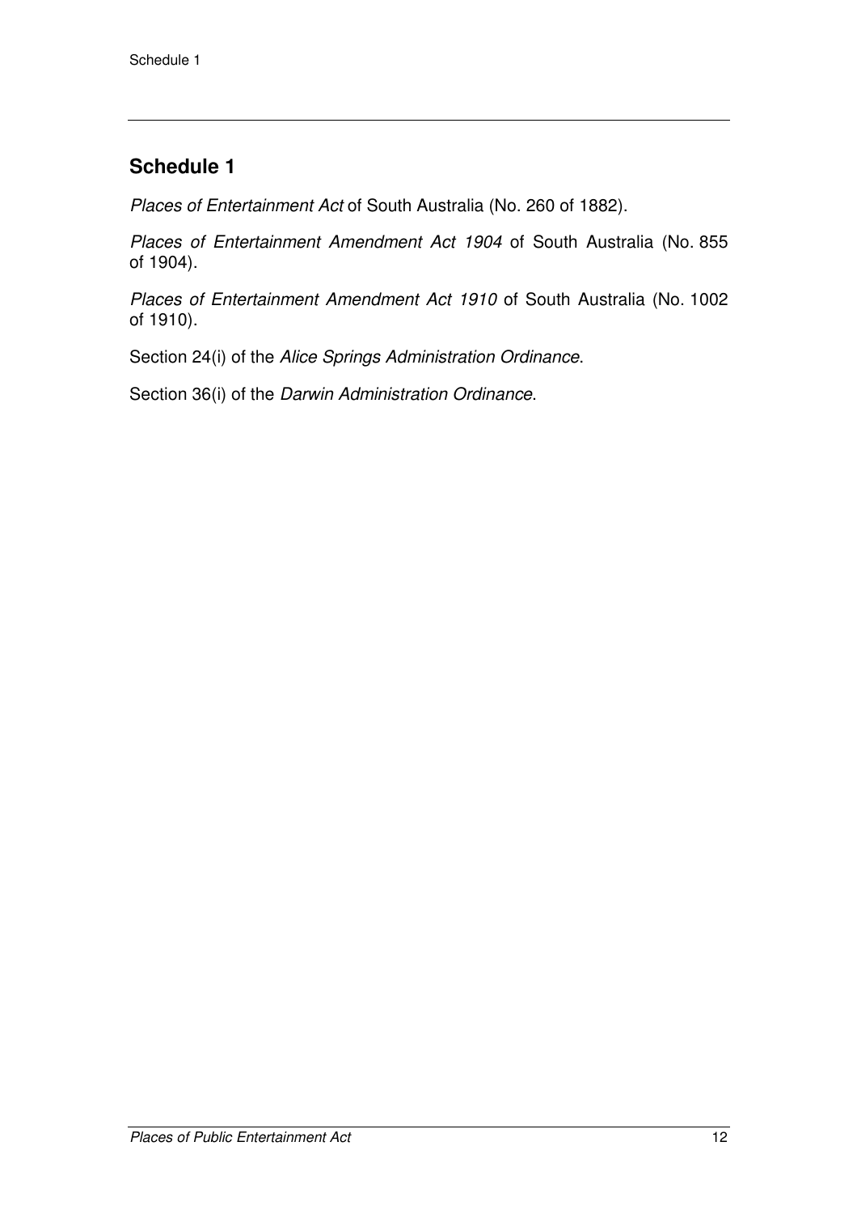## Schedule 1

*Places of Entertainment Act* of South Australia (No. 260 of 1882).

*Places of Entertainment Amendment Act 1904* of South Australia (No. 855 of 1904).

*Places of Entertainment Amendment Act 1910* of South Australia (No. 1002 of 1910).

Section 24(i) of the *Alice Springs Administration Ordinance*.

Section 36(i) of the *Darwin Administration Ordinance*.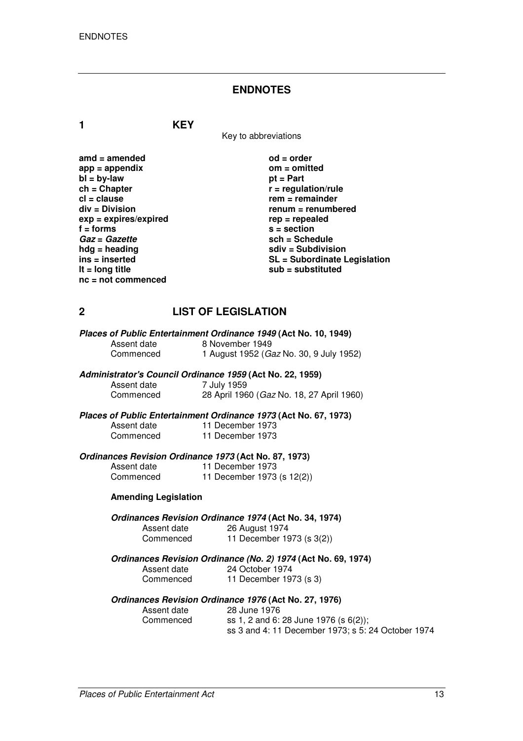ENDNOTES

## ENDNOTES

### 1 KEY

Key to abbreviations

| | |
|---|---|
| **amd = amended** | **od = order** |
| **app = appendix** | **om = omitted** |
| **bl = by-law** | **pt = Part** |
| **ch = Chapter** | **r = regulation/rule** |
| **cl = clause** | **rem = remainder** |
| **div = Division** | **renum = renumbered** |
| **exp = expires/expired** | **rep = repealed** |
| **f = forms** | **s = section** |
| ***Gaz* = *Gazette*** | **sch = Schedule** |
| **hdg = heading** | **sdiv = Subdivision** |
| **ins = inserted** | **SL = Subordinate Legislation** |
| **lt = long title** | **sub = substituted** |
| **nc = not commenced** | |

### 2 LIST OF LEGISLATION

***Places of Public Entertainment Ordinance 1949* (Act No. 10, 1949)**

Assent date 8 November 1949
Commenced 1 August 1952 (*Gaz* No. 30, 9 July 1952)

***Administrator's Council Ordinance 1959* (Act No. 22, 1959)**

Assent date 7 July 1959
Commenced 28 April 1960 (*Gaz* No. 18, 27 April 1960)

***Places of Public Entertainment Ordinance 1973* (Act No. 67, 1973)**

Assent date 11 December 1973
Commenced 11 December 1973

***Ordinances Revision Ordinance 1973* (Act No. 87, 1973)**

Assent date 11 December 1973
Commenced 11 December 1973 (s 12(2))

**Amending Legislation**

***Ordinances Revision Ordinance 1974* (Act No. 34, 1974)**

Assent date 26 August 1974
Commenced 11 December 1973 (s 3(2))

***Ordinances Revision Ordinance (No. 2) 1974* (Act No. 69, 1974)**

Assent date 24 October 1974
Commenced 11 December 1973 (s 3)

***Ordinances Revision Ordinance 1976* (Act No. 27, 1976)**

Assent date 28 June 1976
Commenced ss 1, 2 and 6: 28 June 1976 (s 6(2));
ss 3 and 4: 11 December 1973; s 5: 24 October 1974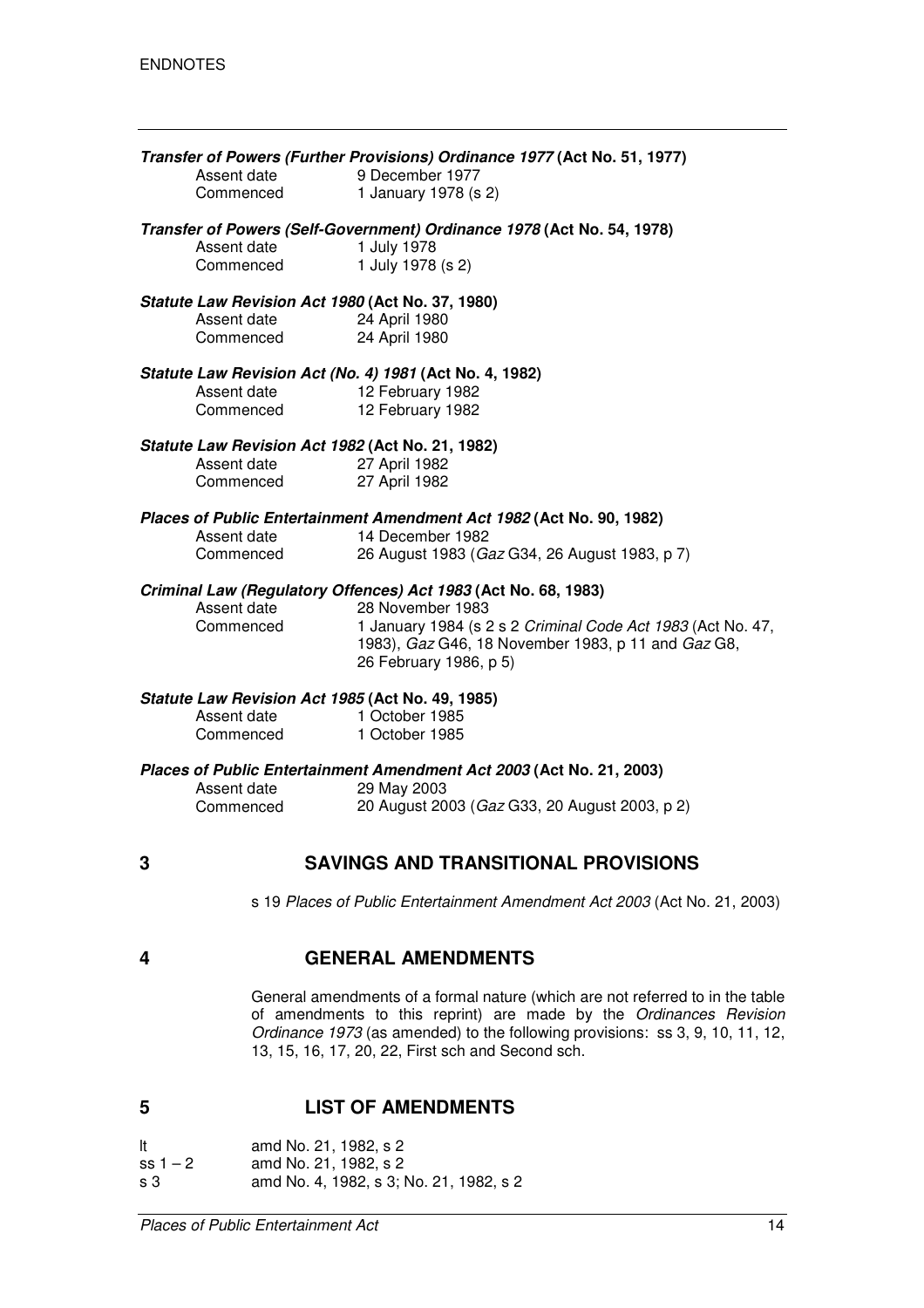***Transfer of Powers (Further Provisions) Ordinance 1977* (Act No. 51, 1977)**

| | |
|---|---|
| Assent date | 9 December 1977 |
| Commenced | 1 January 1978 (s 2) |

***Transfer of Powers (Self-Government) Ordinance 1978* (Act No. 54, 1978)**

| | |
|---|---|
| Assent date | 1 July 1978 |
| Commenced | 1 July 1978 (s 2) |

***Statute Law Revision Act 1980* (Act No. 37, 1980)**

| | |
|---|---|
| Assent date | 24 April 1980 |
| Commenced | 24 April 1980 |

***Statute Law Revision Act (No. 4) 1981* (Act No. 4, 1982)**

| | |
|---|---|
| Assent date | 12 February 1982 |
| Commenced | 12 February 1982 |

***Statute Law Revision Act 1982* (Act No. 21, 1982)**

| | |
|---|---|
| Assent date | 27 April 1982 |
| Commenced | 27 April 1982 |

***Places of Public Entertainment Amendment Act 1982* (Act No. 90, 1982)**

| | |
|---|---|
| Assent date | 14 December 1982 |
| Commenced | 26 August 1983 (*Gaz* G34, 26 August 1983, p 7) |

***Criminal Law (Regulatory Offences) Act 1983* (Act No. 68, 1983)**

| | |
|---|---|
| Assent date | 28 November 1983 |
| Commenced | 1 January 1984 (s 2 s 2 *Criminal Code Act 1983* (Act No. 47, 1983), *Gaz* G46, 18 November 1983, p 11 and *Gaz* G8, 26 February 1986, p 5) |

***Statute Law Revision Act 1985* (Act No. 49, 1985)**

| | |
|---|---|
| Assent date | 1 October 1985 |
| Commenced | 1 October 1985 |

***Places of Public Entertainment Amendment Act 2003* (Act No. 21, 2003)**

| | |
|---|---|
| Assent date | 29 May 2003 |
| Commenced | 20 August 2003 (*Gaz* G33, 20 August 2003, p 2) |

## 3 SAVINGS AND TRANSITIONAL PROVISIONS

s 19 *Places of Public Entertainment Amendment Act 2003* (Act No. 21, 2003)

## 4 GENERAL AMENDMENTS

General amendments of a formal nature (which are not referred to in the table of amendments to this reprint) are made by the *Ordinances Revision Ordinance 1973* (as amended) to the following provisions: ss 3, 9, 10, 11, 12, 13, 15, 16, 17, 20, 22, First sch and Second sch.

## 5 LIST OF AMENDMENTS

| | |
|---|---|
| lt | amd No. 21, 1982, s 2 |
| ss 1 – 2 | amd No. 21, 1982, s 2 |
| s 3 | amd No. 4, 1982, s 3; No. 21, 1982, s 2 |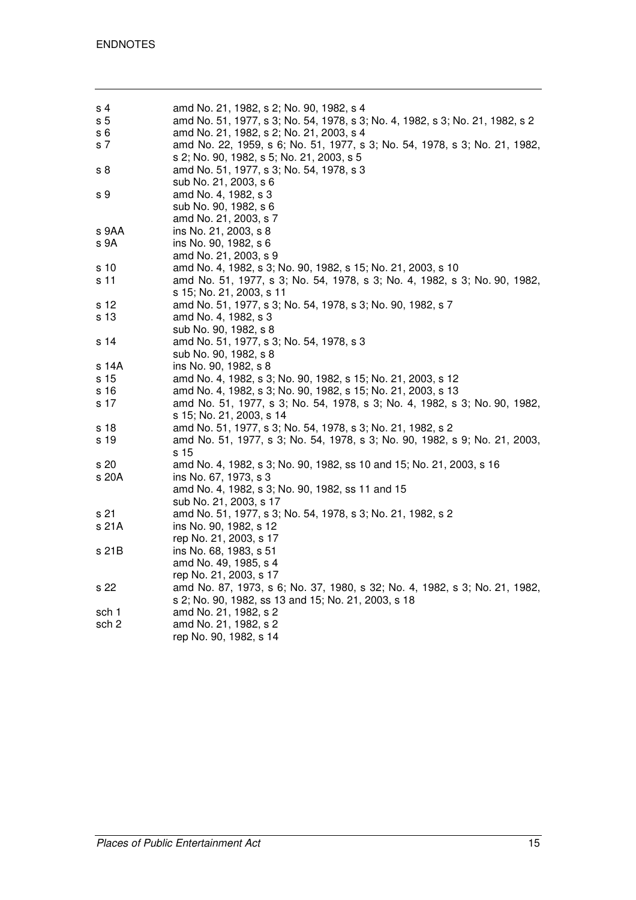| | |
|---|---|
| s 4 | amd No. 21, 1982, s 2; No. 90, 1982, s 4 |
| s 5 | amd No. 51, 1977, s 3; No. 54, 1978, s 3; No. 4, 1982, s 3; No. 21, 1982, s 2 |
| s 6 | amd No. 21, 1982, s 2; No. 21, 2003, s 4 |
| s 7 | amd No. 22, 1959, s 6; No. 51, 1977, s 3; No. 54, 1978, s 3; No. 21, 1982, s 2; No. 90, 1982, s 5; No. 21, 2003, s 5 |
| s 8 | amd No. 51, 1977, s 3; No. 54, 1978, s 3 |
| | sub No. 21, 2003, s 6 |
| s 9 | amd No. 4, 1982, s 3 |
| | sub No. 90, 1982, s 6 |
| | amd No. 21, 2003, s 7 |
| s 9AA | ins No. 21, 2003, s 8 |
| s 9A | ins No. 90, 1982, s 6 |
| | amd No. 21, 2003, s 9 |
| s 10 | amd No. 4, 1982, s 3; No. 90, 1982, s 15; No. 21, 2003, s 10 |
| s 11 | amd No. 51, 1977, s 3; No. 54, 1978, s 3; No. 4, 1982, s 3; No. 90, 1982, s 15; No. 21, 2003, s 11 |
| s 12 | amd No. 51, 1977, s 3; No. 54, 1978, s 3; No. 90, 1982, s 7 |
| s 13 | amd No. 4, 1982, s 3 |
| | sub No. 90, 1982, s 8 |
| s 14 | amd No. 51, 1977, s 3; No. 54, 1978, s 3 |
| | sub No. 90, 1982, s 8 |
| s 14A | ins No. 90, 1982, s 8 |
| s 15 | amd No. 4, 1982, s 3; No. 90, 1982, s 15; No. 21, 2003, s 12 |
| s 16 | amd No. 4, 1982, s 3; No. 90, 1982, s 15; No. 21, 2003, s 13 |
| s 17 | amd No. 51, 1977, s 3; No. 54, 1978, s 3; No. 4, 1982, s 3; No. 90, 1982, s 15; No. 21, 2003, s 14 |
| s 18 | amd No. 51, 1977, s 3; No. 54, 1978, s 3; No. 21, 1982, s 2 |
| s 19 | amd No. 51, 1977, s 3; No. 54, 1978, s 3; No. 90, 1982, s 9; No. 21, 2003, s 15 |
| s 20 | amd No. 4, 1982, s 3; No. 90, 1982, ss 10 and 15; No. 21, 2003, s 16 |
| s 20A | ins No. 67, 1973, s 3 |
| | amd No. 4, 1982, s 3; No. 90, 1982, ss 11 and 15 |
| | sub No. 21, 2003, s 17 |
| s 21 | amd No. 51, 1977, s 3; No. 54, 1978, s 3; No. 21, 1982, s 2 |
| s 21A | ins No. 90, 1982, s 12 |
| | rep No. 21, 2003, s 17 |
| s 21B | ins No. 68, 1983, s 51 |
| | amd No. 49, 1985, s 4 |
| | rep No. 21, 2003, s 17 |
| s 22 | amd No. 87, 1973, s 6; No. 37, 1980, s 32; No. 4, 1982, s 3; No. 21, 1982, s 2; No. 90, 1982, ss 13 and 15; No. 21, 2003, s 18 |
| sch 1 | amd No. 21, 1982, s 2 |
| sch 2 | amd No. 21, 1982, s 2 |
| | rep No. 90, 1982, s 14 |